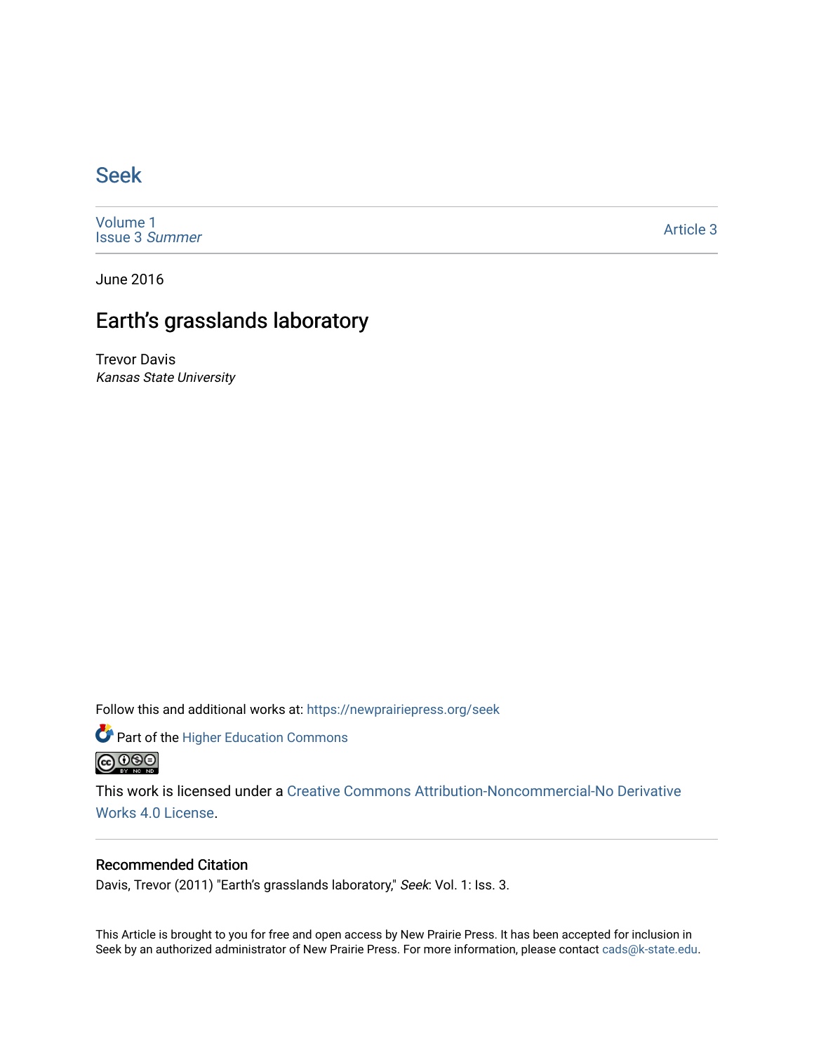# Seek

Volume 1
Issue 3 *Summer*

Article 3

June 2016

## Earth's grasslands laboratory

Trevor Davis
*Kansas State University*

Follow this and additional works at: https://newprairiepress.org/seek

Part of the Higher Education Commons

This work is licensed under a Creative Commons Attribution-Noncommercial-No Derivative Works 4.0 License.

### Recommended Citation

Davis, Trevor (2011) "Earth's grasslands laboratory," *Seek*: Vol. 1: Iss. 3.

This Article is brought to you for free and open access by New Prairie Press. It has been accepted for inclusion in Seek by an authorized administrator of New Prairie Press. For more information, please contact cads@k-state.edu.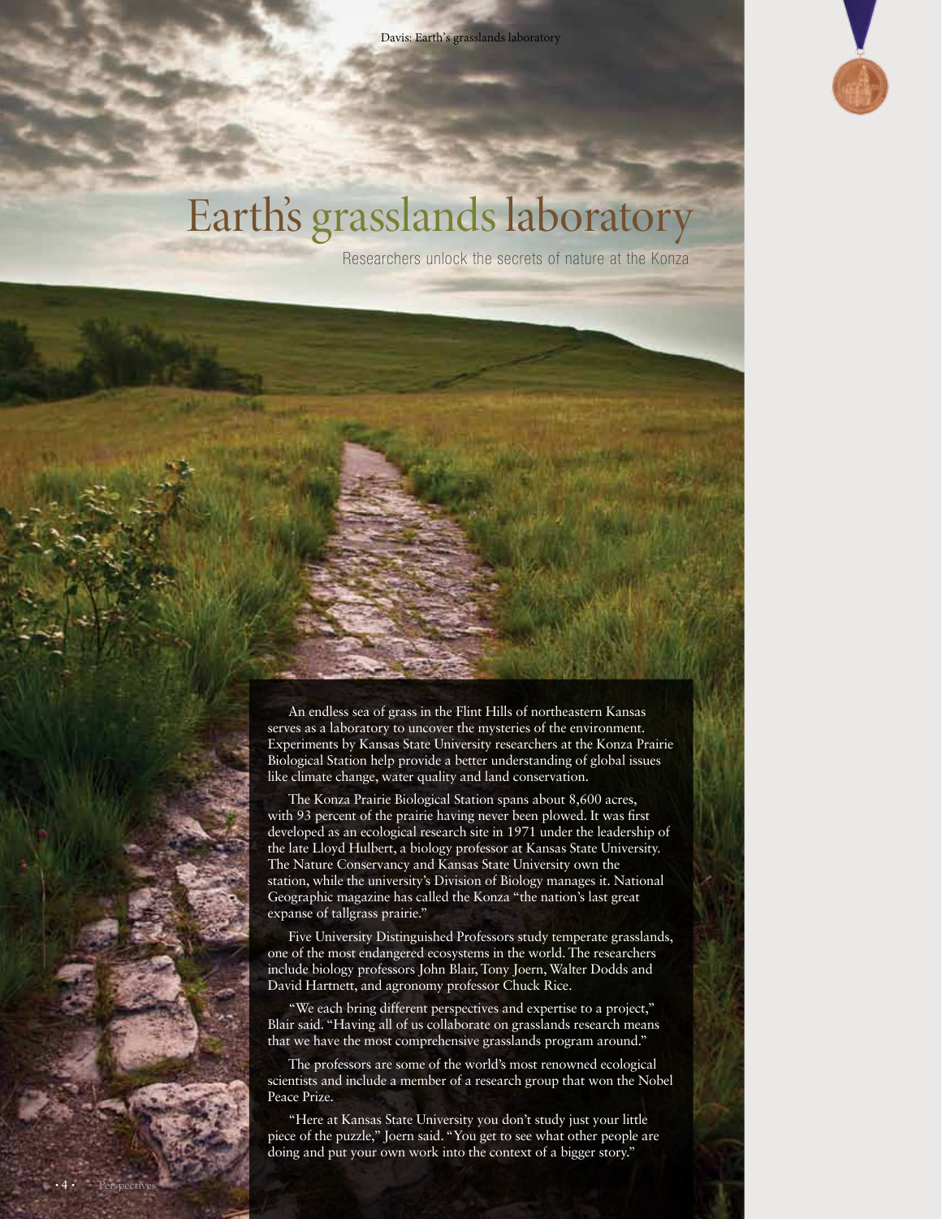# Earth's grasslands laboratory

Researchers unlock the secrets of nature at the Konza

An endless sea of grass in the Flint Hills of northeastern Kansas serves as a laboratory to uncover the mysteries of the environment. Experiments by Kansas State University researchers at the Konza Prairie Biological Station help provide a better understanding of global issues like climate change, water quality and land conservation.

The Konza Prairie Biological Station spans about 8,600 acres, with 93 percent of the prairie having never been plowed. It was first developed as an ecological research site in 1971 under the leadership of the late Lloyd Hulbert, a biology professor at Kansas State University. The Nature Conservancy and Kansas State University own the station, while the university's Division of Biology manages it. National Geographic magazine has called the Konza "the nation's last great expanse of tallgrass prairie."

Five University Distinguished Professors study temperate grasslands, one of the most endangered ecosystems in the world. The researchers include biology professors John Blair, Tony Joern, Walter Dodds and David Hartnett, and agronomy professor Chuck Rice.

"We each bring different perspectives and expertise to a project," Blair said. "Having all of us collaborate on grasslands research means that we have the most comprehensive grasslands program around."

The professors are some of the world's most renowned ecological scientists and include a member of a research group that won the Nobel Peace Prize.

"Here at Kansas State University you don't study just your little piece of the puzzle," Joern said. "You get to see what other people are doing and put your own work into the context of a bigger story."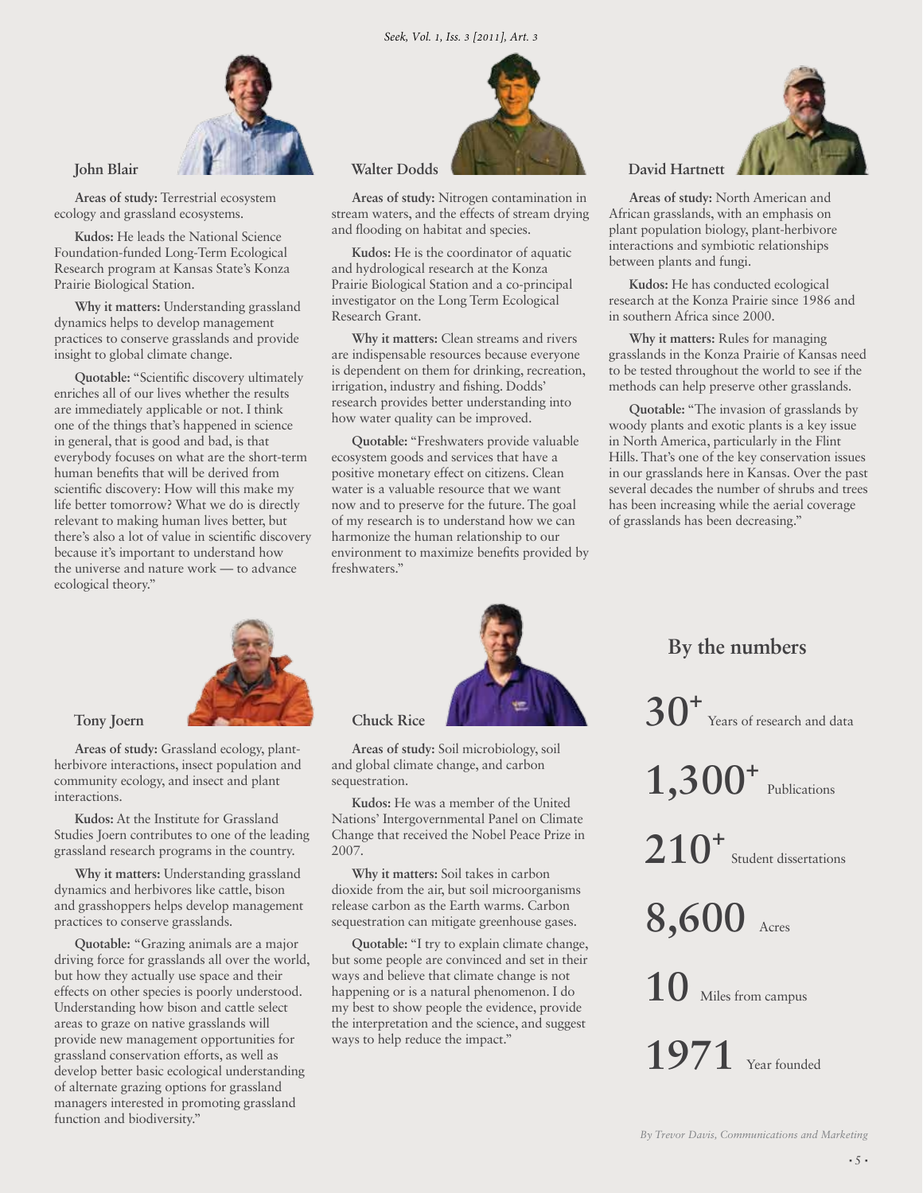### John Blair

**Areas of study:** Terrestrial ecosystem ecology and grassland ecosystems.

**Kudos:** He leads the National Science Foundation-funded Long-Term Ecological Research program at Kansas State's Konza Prairie Biological Station.

**Why it matters:** Understanding grassland dynamics helps to develop management practices to conserve grasslands and provide insight to global climate change.

**Quotable:** "Scientific discovery ultimately enriches all of our lives whether the results are immediately applicable or not. I think one of the things that's happened in science in general, that is good and bad, is that everybody focuses on what are the short-term human benefits that will be derived from scientific discovery: How will this make my life better tomorrow? What we do is directly relevant to making human lives better, but there's also a lot of value in scientific discovery because it's important to understand how the universe and nature work — to advance ecological theory."

### Walter Dodds

**Areas of study:** Nitrogen contamination in stream waters, and the effects of stream drying and flooding on habitat and species.

**Kudos:** He is the coordinator of aquatic and hydrological research at the Konza Prairie Biological Station and a co-principal investigator on the Long Term Ecological Research Grant.

**Why it matters:** Clean streams and rivers are indispensable resources because everyone is dependent on them for drinking, recreation, irrigation, industry and fishing. Dodds' research provides better understanding into how water quality can be improved.

**Quotable:** "Freshwaters provide valuable ecosystem goods and services that have a positive monetary effect on citizens. Clean water is a valuable resource that we want now and to preserve for the future. The goal of my research is to understand how we can harmonize the human relationship to our environment to maximize benefits provided by freshwaters."

### David Hartnett

**Areas of study:** North American and African grasslands, with an emphasis on plant population biology, plant-herbivore interactions and symbiotic relationships between plants and fungi.

**Kudos:** He has conducted ecological research at the Konza Prairie since 1986 and in southern Africa since 2000.

**Why it matters:** Rules for managing grasslands in the Konza Prairie of Kansas need to be tested throughout the world to see if the methods can help preserve other grasslands.

**Quotable:** "The invasion of grasslands by woody plants and exotic plants is a key issue in North America, particularly in the Flint Hills. That's one of the key conservation issues in our grasslands here in Kansas. Over the past several decades the number of shrubs and trees has been increasing while the aerial coverage of grasslands has been decreasing."

### Tony Joern

**Areas of study:** Grassland ecology, plant-herbivore interactions, insect population and community ecology, and insect and plant interactions.

**Kudos:** At the Institute for Grassland Studies Joern contributes to one of the leading grassland research programs in the country.

**Why it matters:** Understanding grassland dynamics and herbivores like cattle, bison and grasshoppers helps develop management practices to conserve grasslands.

**Quotable:** "Grazing animals are a major driving force for grasslands all over the world, but how they actually use space and their effects on other species is poorly understood. Understanding how bison and cattle select areas to graze on native grasslands will provide new management opportunities for grassland conservation efforts, as well as develop better basic ecological understanding of alternate grazing options for grassland managers interested in promoting grassland function and biodiversity."

### Chuck Rice

**Areas of study:** Soil microbiology, soil and global climate change, and carbon sequestration.

**Kudos:** He was a member of the United Nations' Intergovernmental Panel on Climate Change that received the Nobel Peace Prize in 2007.

**Why it matters:** Soil takes in carbon dioxide from the air, but soil microorganisms release carbon as the Earth warms. Carbon sequestration can mitigate greenhouse gases.

**Quotable:** "I try to explain climate change, but some people are convinced and set in their ways and believe that climate change is not happening or is a natural phenomenon. I do my best to show people the evidence, provide the interpretation and the science, and suggest ways to help reduce the impact."

## By the numbers

**30+** Years of research and data

**1,300+** Publications

**210+** Student dissertations

**8,600** Acres

**10** Miles from campus

**1971** Year founded

*By Trevor Davis, Communications and Marketing*